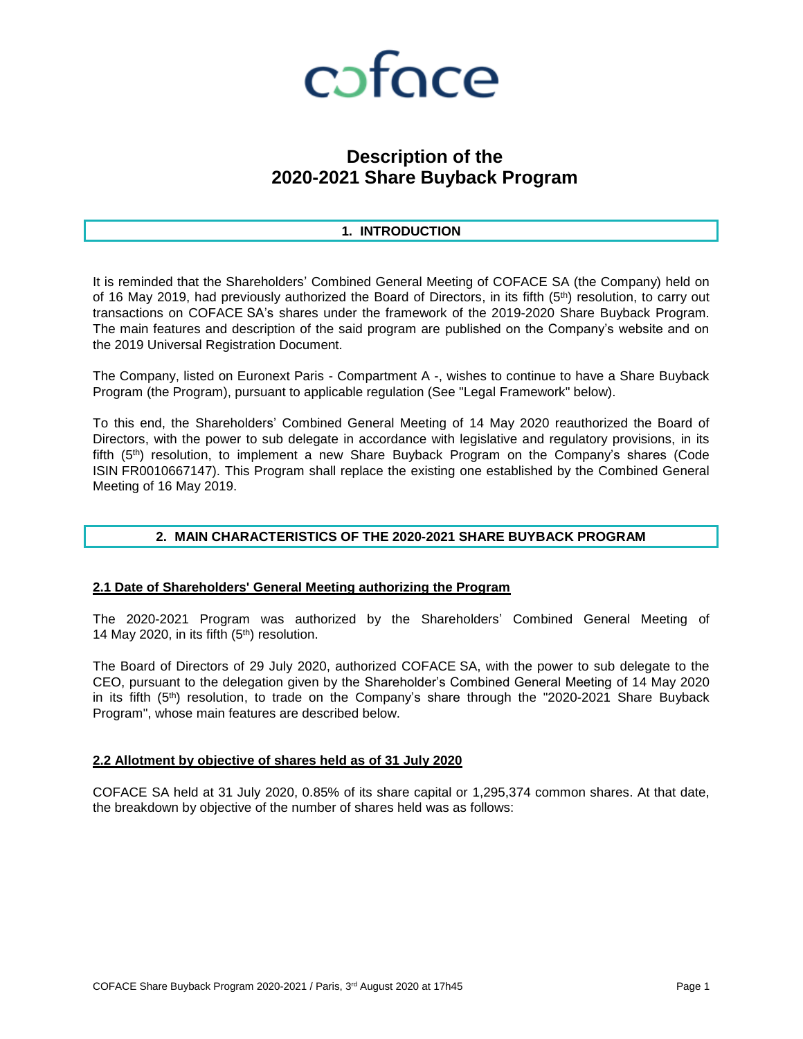coface

# Description of the 2020-2021 Share Buyback Program

## 1. INTRODUCTION

It is reminded that the Shareholders' Combined General Meeting of COFACE SA (the Company) held on of 16 May 2019, had previously authorized the Board of Directors, in its fifth (5th) resolution, to carry out transactions on COFACE SA's shares under the framework of the 2019-2020 Share Buyback Program. The main features and description of the said program are published on the Company's website and on the 2019 Universal Registration Document.

The Company, listed on Euronext Paris - Compartment A -, wishes to continue to have a Share Buyback Program (the Program), pursuant to applicable regulation (See "Legal Framework" below).

To this end, the Shareholders' Combined General Meeting of 14 May 2020 reauthorized the Board of Directors, with the power to sub delegate in accordance with legislative and regulatory provisions, in its fifth (5th) resolution, to implement a new Share Buyback Program on the Company's shares (Code ISIN FR0010667147). This Program shall replace the existing one established by the Combined General Meeting of 16 May 2019.

## 2. MAIN CHARACTERISTICS OF THE 2020-2021 SHARE BUYBACK PROGRAM

### 2.1 Date of Shareholders' General Meeting authorizing the Program

The 2020-2021 Program was authorized by the Shareholders' Combined General Meeting of 14 May 2020, in its fifth (5th) resolution.

The Board of Directors of 29 July 2020, authorized COFACE SA, with the power to sub delegate to the CEO, pursuant to the delegation given by the Shareholder's Combined General Meeting of 14 May 2020 in its fifth (5th) resolution, to trade on the Company's share through the "2020-2021 Share Buyback Program", whose main features are described below.

### 2.2 Allotment by objective of shares held as of 31 July 2020

COFACE SA held at 31 July 2020, 0.85% of its share capital or 1,295,374 common shares. At that date, the breakdown by objective of the number of shares held was as follows: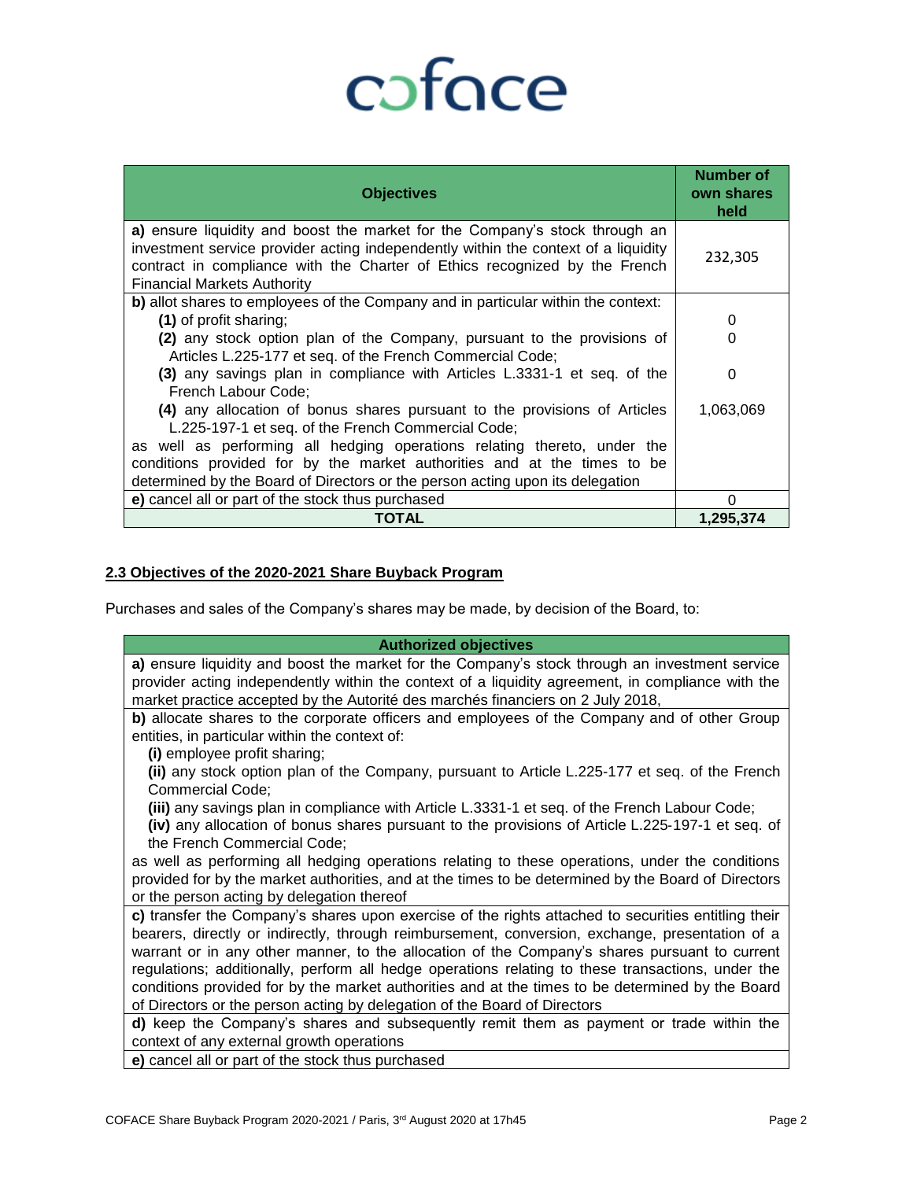| Objectives | Number of own shares held |
| --- | --- |
| **a)** ensure liquidity and boost the market for the Company's stock through an investment service provider acting independently within the context of a liquidity contract in compliance with the Charter of Ethics recognized by the French Financial Markets Authority | 232,305 |
| **b)** allot shares to employees of the Company and in particular within the context: | |
| **(1)** of profit sharing; | 0 |
| **(2)** any stock option plan of the Company, pursuant to the provisions of Articles L.225-177 et seq. of the French Commercial Code; | 0 |
| **(3)** any savings plan in compliance with Articles L.3331-1 et seq. of the French Labour Code; | 0 |
| **(4)** any allocation of bonus shares pursuant to the provisions of Articles L.225-197-1 et seq. of the French Commercial Code; | 1,063,069 |
| as well as performing all hedging operations relating thereto, under the conditions provided for by the market authorities and at the times to be determined by the Board of Directors or the person acting upon its delegation | |
| **e)** cancel all or part of the stock thus purchased | 0 |
| **TOTAL** | **1,295,374** |

## 2.3 Objectives of the 2020-2021 Share Buyback Program

Purchases and sales of the Company's shares may be made, by decision of the Board, to:

| Authorized objectives |
| --- |
| **a)** ensure liquidity and boost the market for the Company's stock through an investment service provider acting independently within the context of a liquidity agreement, in compliance with the market practice accepted by the Autorité des marchés financiers on 2 July 2018, |
| **b)** allocate shares to the corporate officers and employees of the Company and of other Group entities, in particular within the context of: **(i)** employee profit sharing; **(ii)** any stock option plan of the Company, pursuant to Article L.225-177 et seq. of the French Commercial Code; **(iii)** any savings plan in compliance with Article L.3331-1 et seq. of the French Labour Code; **(iv)** any allocation of bonus shares pursuant to the provisions of Article L.225-197-1 et seq. of the French Commercial Code; as well as performing all hedging operations relating to these operations, under the conditions provided for by the market authorities, and at the times to be determined by the Board of Directors or the person acting by delegation thereof |
| **c)** transfer the Company's shares upon exercise of the rights attached to securities entitling their bearers, directly or indirectly, through reimbursement, conversion, exchange, presentation of a warrant or in any other manner, to the allocation of the Company's shares pursuant to current regulations; additionally, perform all hedge operations relating to these transactions, under the conditions provided for by the market authorities and at the times to be determined by the Board of Directors or the person acting by delegation of the Board of Directors |
| **d)** keep the Company's shares and subsequently remit them as payment or trade within the context of any external growth operations |
| **e)** cancel all or part of the stock thus purchased |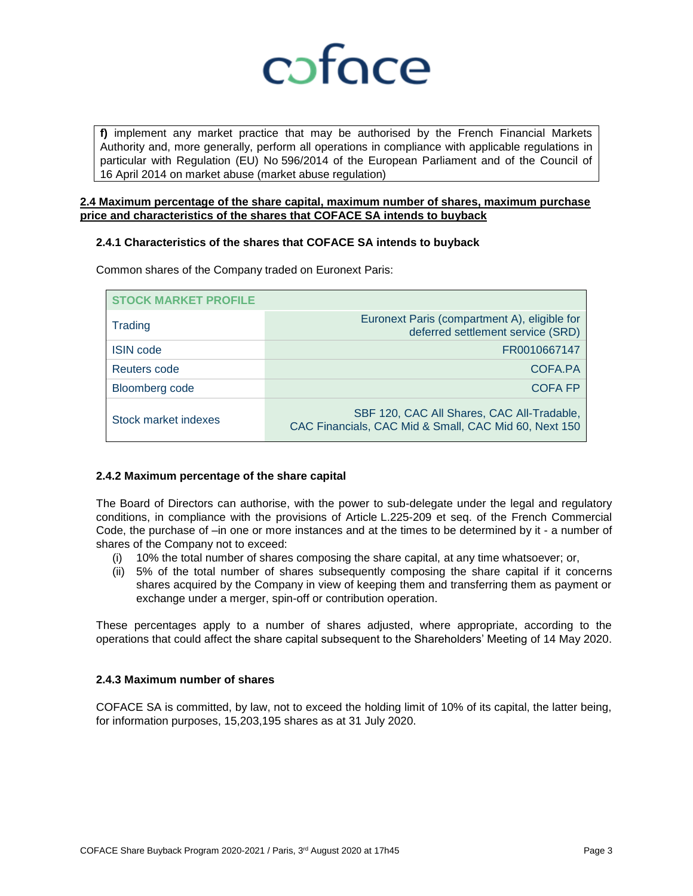f) implement any market practice that may be authorised by the French Financial Markets Authority and, more generally, perform all operations in compliance with applicable regulations in particular with Regulation (EU) No 596/2014 of the European Parliament and of the Council of 16 April 2014 on market abuse (market abuse regulation)

## 2.4 Maximum percentage of the share capital, maximum number of shares, maximum purchase price and characteristics of the shares that COFACE SA intends to buyback

### 2.4.1 Characteristics of the shares that COFACE SA intends to buyback

Common shares of the Company traded on Euronext Paris:

| STOCK MARKET PROFILE | |
|---|---|
| Trading | Euronext Paris (compartment A), eligible for deferred settlement service (SRD) |
| ISIN code | FR0010667147 |
| Reuters code | COFA.PA |
| Bloomberg code | COFA FP |
| Stock market indexes | SBF 120, CAC All Shares, CAC All-Tradable, CAC Financials, CAC Mid & Small, CAC Mid 60, Next 150 |

### 2.4.2 Maximum percentage of the share capital

The Board of Directors can authorise, with the power to sub-delegate under the legal and regulatory conditions, in compliance with the provisions of Article L.225-209 et seq. of the French Commercial Code, the purchase of –in one or more instances and at the times to be determined by it - a number of shares of the Company not to exceed:

(i) 10% the total number of shares composing the share capital, at any time whatsoever; or,
(ii) 5% of the total number of shares subsequently composing the share capital if it concerns shares acquired by the Company in view of keeping them and transferring them as payment or exchange under a merger, spin-off or contribution operation.

These percentages apply to a number of shares adjusted, where appropriate, according to the operations that could affect the share capital subsequent to the Shareholders' Meeting of 14 May 2020.

### 2.4.3 Maximum number of shares

COFACE SA is committed, by law, not to exceed the holding limit of 10% of its capital, the latter being, for information purposes, 15,203,195 shares as at 31 July 2020.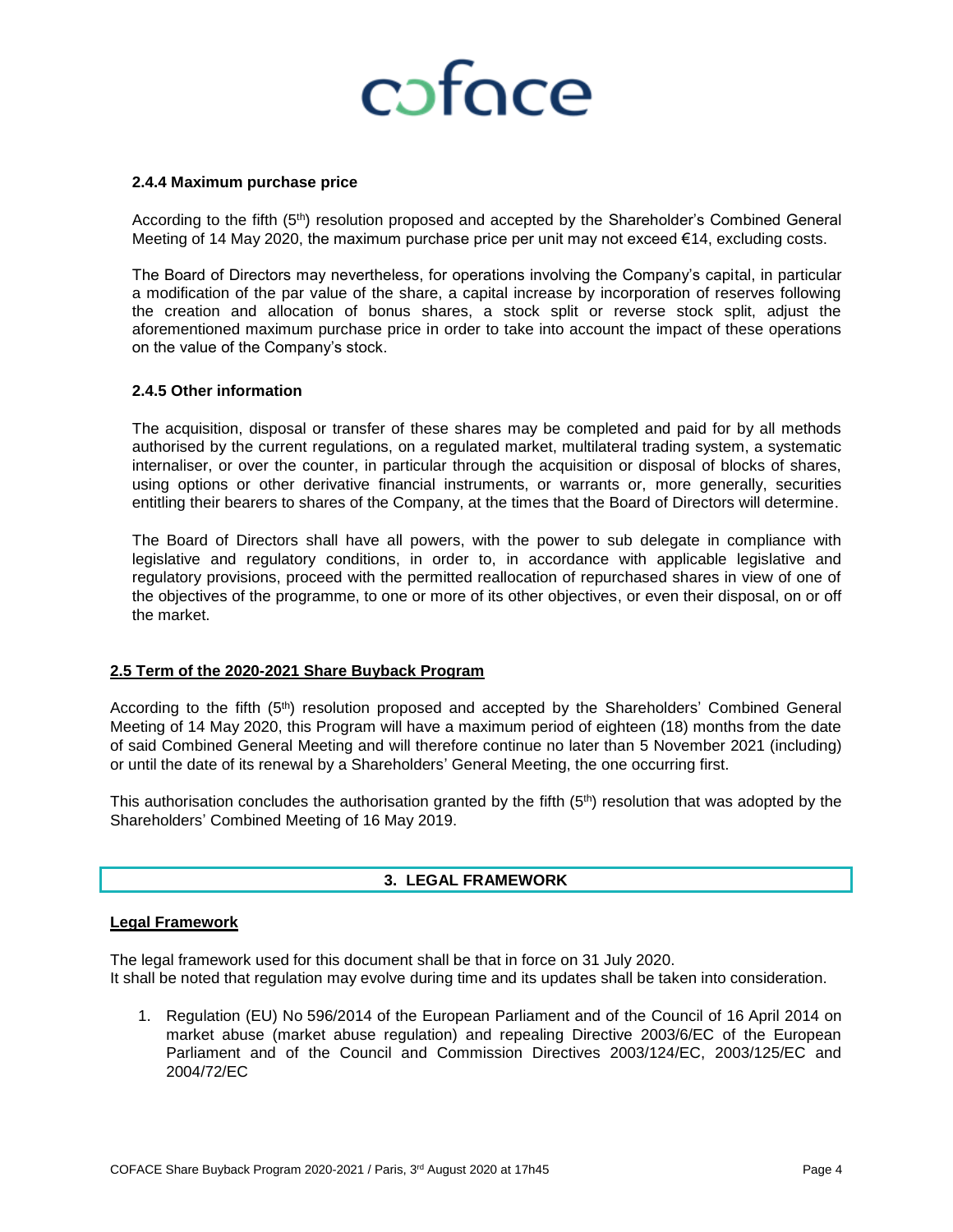#### 2.4.4 Maximum purchase price

According to the fifth (5th) resolution proposed and accepted by the Shareholder's Combined General Meeting of 14 May 2020, the maximum purchase price per unit may not exceed €14, excluding costs.

The Board of Directors may nevertheless, for operations involving the Company's capital, in particular a modification of the par value of the share, a capital increase by incorporation of reserves following the creation and allocation of bonus shares, a stock split or reverse stock split, adjust the aforementioned maximum purchase price in order to take into account the impact of these operations on the value of the Company's stock.

#### 2.4.5 Other information

The acquisition, disposal or transfer of these shares may be completed and paid for by all methods authorised by the current regulations, on a regulated market, multilateral trading system, a systematic internaliser, or over the counter, in particular through the acquisition or disposal of blocks of shares, using options or other derivative financial instruments, or warrants or, more generally, securities entitling their bearers to shares of the Company, at the times that the Board of Directors will determine.

The Board of Directors shall have all powers, with the power to sub delegate in compliance with legislative and regulatory conditions, in order to, in accordance with applicable legislative and regulatory provisions, proceed with the permitted reallocation of repurchased shares in view of one of the objectives of the programme, to one or more of its other objectives, or even their disposal, on or off the market.

### 2.5 Term of the 2020-2021 Share Buyback Program

According to the fifth (5th) resolution proposed and accepted by the Shareholders' Combined General Meeting of 14 May 2020, this Program will have a maximum period of eighteen (18) months from the date of said Combined General Meeting and will therefore continue no later than 5 November 2021 (including) or until the date of its renewal by a Shareholders' General Meeting, the one occurring first.

This authorisation concludes the authorisation granted by the fifth (5th) resolution that was adopted by the Shareholders' Combined Meeting of 16 May 2019.

## 3. LEGAL FRAMEWORK

### Legal Framework

The legal framework used for this document shall be that in force on 31 July 2020.
It shall be noted that regulation may evolve during time and its updates shall be taken into consideration.

1. Regulation (EU) No 596/2014 of the European Parliament and of the Council of 16 April 2014 on market abuse (market abuse regulation) and repealing Directive 2003/6/EC of the European Parliament and of the Council and Commission Directives 2003/124/EC, 2003/125/EC and 2004/72/EC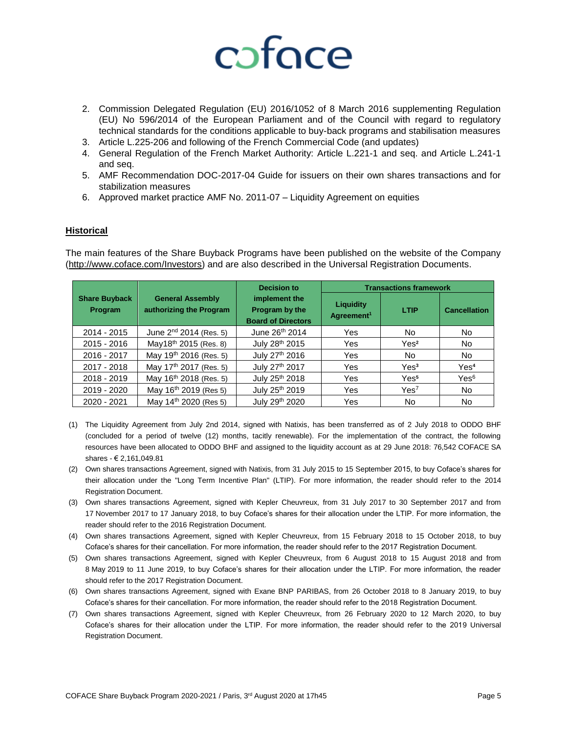2. Commission Delegated Regulation (EU) 2016/1052 of 8 March 2016 supplementing Regulation (EU) No 596/2014 of the European Parliament and of the Council with regard to regulatory technical standards for the conditions applicable to buy-back programs and stabilisation measures
3. Article L.225-206 and following of the French Commercial Code (and updates)
4. General Regulation of the French Market Authority: Article L.221-1 and seq. and Article L.241-1 and seq.
5. AMF Recommendation DOC-2017-04 Guide for issuers on their own shares transactions and for stabilization measures
6. Approved market practice AMF No. 2011-07 – Liquidity Agreement on equities

## Historical

The main features of the Share Buyback Programs have been published on the website of the Company (http://www.coface.com/Investors) and are also described in the Universal Registration Documents.

| Share Buyback Program | General Assembly authorizing the Program | Decision to implement the Program by the Board of Directors | Transactions framework | | |
|---|---|---|---|---|---|
| | | | Liquidity Agreement[1] | LTIP | Cancellation |
| 2014 - 2015 | June 2nd 2014 (Res. 5) | June 26th 2014 | Yes | No | No |
| 2015 - 2016 | May18th 2015 (Res. 8) | July 28th 2015 | Yes | Yes[2] | No |
| 2016 - 2017 | May 19th 2016 (Res. 5) | July 27th 2016 | Yes | No | No |
| 2017 - 2018 | May 17th 2017 (Res. 5) | July 27th 2017 | Yes | Yes[3] | Yes[4] |
| 2018 - 2019 | May 16th 2018 (Res. 5) | July 25th 2018 | Yes | Yes[5] | Yes[6] |
| 2019 - 2020 | May 16th 2019 (Res 5) | July 25th 2019 | Yes | Yes[7] | No |
| 2020 - 2021 | May 14th 2020 (Res 5) | July 29th 2020 | Yes | No | No |

(1) The Liquidity Agreement from July 2nd 2014, signed with Natixis, has been transferred as of 2 July 2018 to ODDO BHF (concluded for a period of twelve (12) months, tacitly renewable). For the implementation of the contract, the following resources have been allocated to ODDO BHF and assigned to the liquidity account as at 29 June 2018: 76,542 COFACE SA shares - € 2,161,049.81

(2) Own shares transactions Agreement, signed with Natixis, from 31 July 2015 to 15 September 2015, to buy Coface's shares for their allocation under the "Long Term Incentive Plan" (LTIP). For more information, the reader should refer to the 2014 Registration Document.

(3) Own shares transactions Agreement, signed with Kepler Cheuvreux, from 31 July 2017 to 30 September 2017 and from 17 November 2017 to 17 January 2018, to buy Coface's shares for their allocation under the LTIP. For more information, the reader should refer to the 2016 Registration Document.

(4) Own shares transactions Agreement, signed with Kepler Cheuvreux, from 15 February 2018 to 15 October 2018, to buy Coface's shares for their cancellation. For more information, the reader should refer to the 2017 Registration Document.

(5) Own shares transactions Agreement, signed with Kepler Cheuvreux, from 6 August 2018 to 15 August 2018 and from 8 May 2019 to 11 June 2019, to buy Coface's shares for their allocation under the LTIP. For more information, the reader should refer to the 2017 Registration Document.

(6) Own shares transactions Agreement, signed with Exane BNP PARIBAS, from 26 October 2018 to 8 January 2019, to buy Coface's shares for their cancellation. For more information, the reader should refer to the 2018 Registration Document.

(7) Own shares transactions Agreement, signed with Kepler Cheuvreux, from 26 February 2020 to 12 March 2020, to buy Coface's shares for their allocation under the LTIP. For more information, the reader should refer to the 2019 Universal Registration Document.